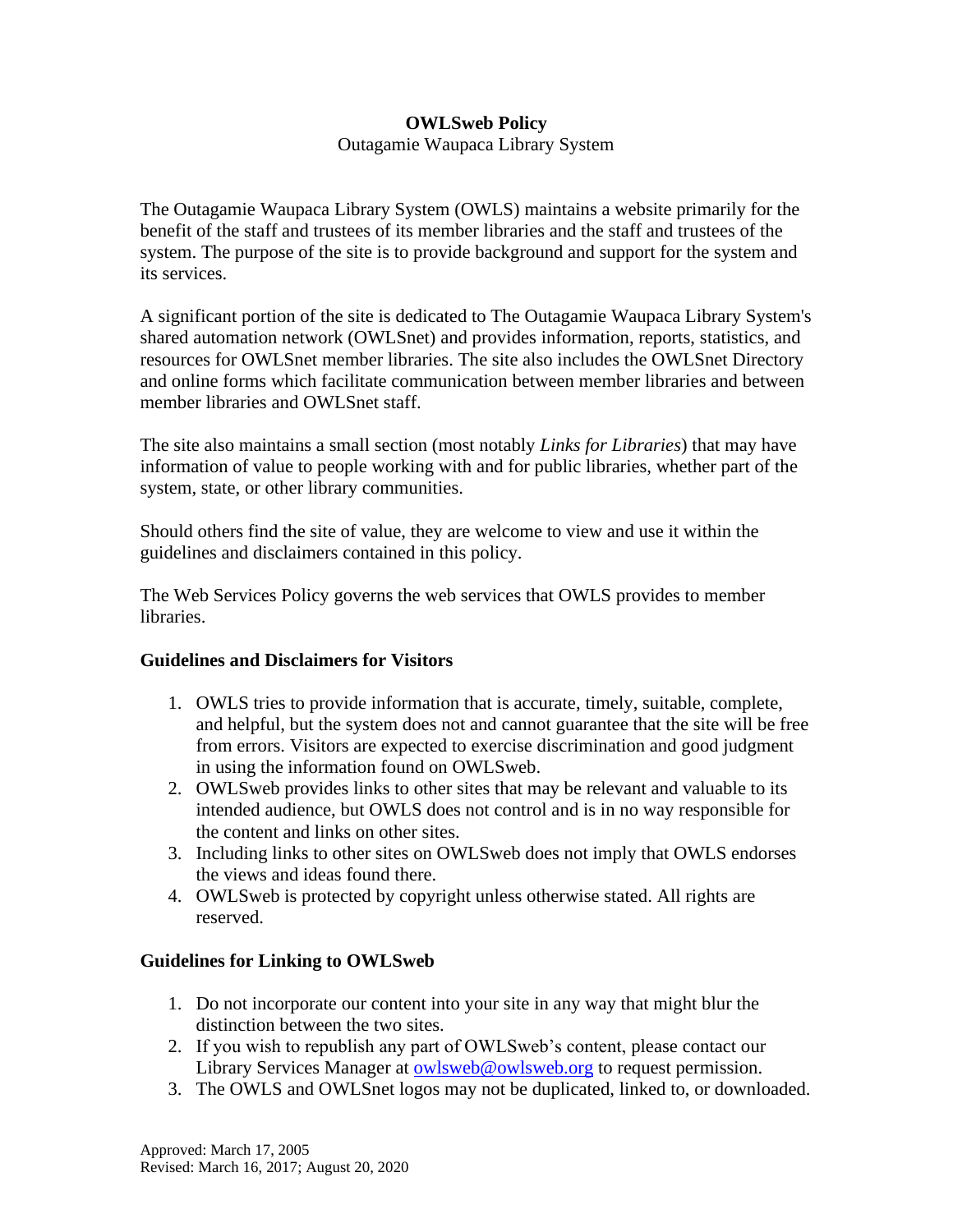# OWLSweb Policy

Outagamie Waupaca Library System

The Outagamie Waupaca Library System (OWLS) maintains a website primarily for the benefit of the staff and trustees of its member libraries and the staff and trustees of the system. The purpose of the site is to provide background and support for the system and its services.

A significant portion of the site is dedicated to The Outagamie Waupaca Library System's shared automation network (OWLSnet) and provides information, reports, statistics, and resources for OWLSnet member libraries. The site also includes the OWLSnet Directory and online forms which facilitate communication between member libraries and between member libraries and OWLSnet staff.

The site also maintains a small section (most notably *Links for Libraries*) that may have information of value to people working with and for public libraries, whether part of the system, state, or other library communities.

Should others find the site of value, they are welcome to view and use it within the guidelines and disclaimers contained in this policy.

The Web Services Policy governs the web services that OWLS provides to member libraries.

## Guidelines and Disclaimers for Visitors

1. OWLS tries to provide information that is accurate, timely, suitable, complete, and helpful, but the system does not and cannot guarantee that the site will be free from errors. Visitors are expected to exercise discrimination and good judgment in using the information found on OWLSweb.
2. OWLSweb provides links to other sites that may be relevant and valuable to its intended audience, but OWLS does not control and is in no way responsible for the content and links on other sites.
3. Including links to other sites on OWLSweb does not imply that OWLS endorses the views and ideas found there.
4. OWLSweb is protected by copyright unless otherwise stated. All rights are reserved.

## Guidelines for Linking to OWLSweb

1. Do not incorporate our content into your site in any way that might blur the distinction between the two sites.
2. If you wish to republish any part of OWLSweb's content, please contact our Library Services Manager at owlsweb@owlsweb.org to request permission.
3. The OWLS and OWLSnet logos may not be duplicated, linked to, or downloaded.

Approved: March 17, 2005
Revised: March 16, 2017; August 20, 2020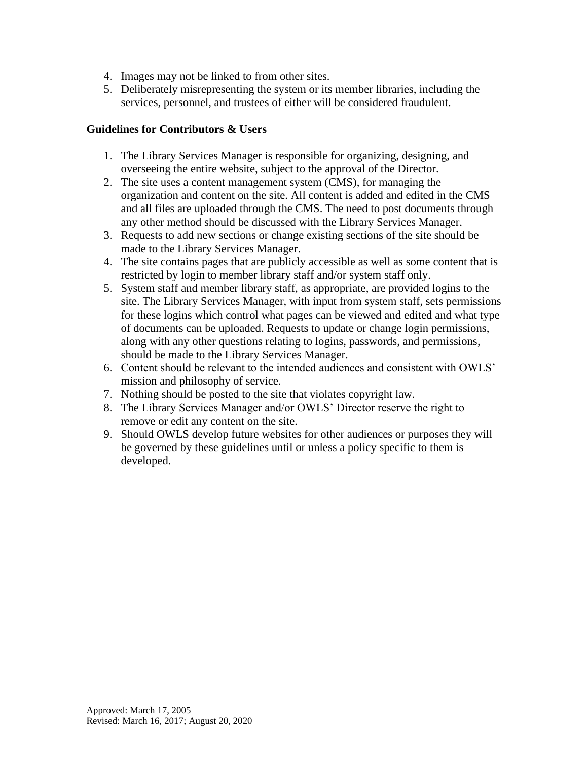4. Images may not be linked to from other sites.
5. Deliberately misrepresenting the system or its member libraries, including the services, personnel, and trustees of either will be considered fraudulent.

**Guidelines for Contributors & Users**

1. The Library Services Manager is responsible for organizing, designing, and overseeing the entire website, subject to the approval of the Director.
2. The site uses a content management system (CMS), for managing the organization and content on the site. All content is added and edited in the CMS and all files are uploaded through the CMS. The need to post documents through any other method should be discussed with the Library Services Manager.
3. Requests to add new sections or change existing sections of the site should be made to the Library Services Manager.
4. The site contains pages that are publicly accessible as well as some content that is restricted by login to member library staff and/or system staff only.
5. System staff and member library staff, as appropriate, are provided logins to the site. The Library Services Manager, with input from system staff, sets permissions for these logins which control what pages can be viewed and edited and what type of documents can be uploaded. Requests to update or change login permissions, along with any other questions relating to logins, passwords, and permissions, should be made to the Library Services Manager.
6. Content should be relevant to the intended audiences and consistent with OWLS' mission and philosophy of service.
7. Nothing should be posted to the site that violates copyright law.
8. The Library Services Manager and/or OWLS' Director reserve the right to remove or edit any content on the site.
9. Should OWLS develop future websites for other audiences or purposes they will be governed by these guidelines until or unless a policy specific to them is developed.

Approved: March 17, 2005
Revised: March 16, 2017; August 20, 2020